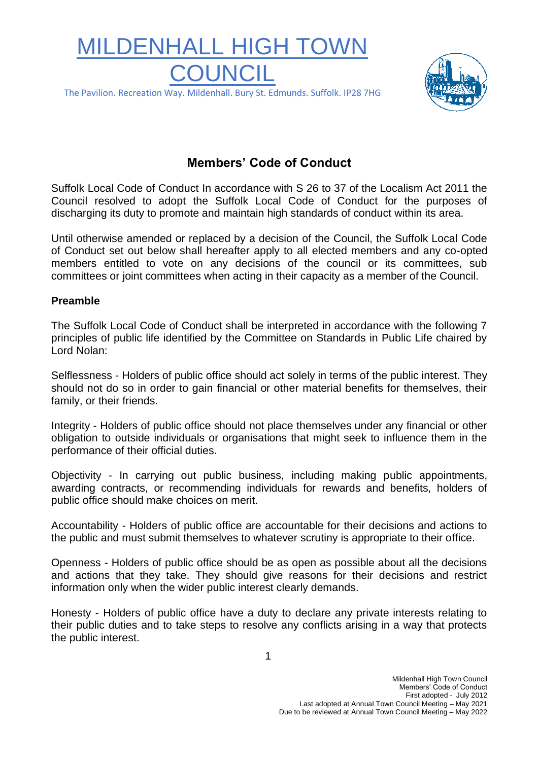# MILDENHALL HIGH TOWN COUNCIL

The Pavilion. Recreation Way. Mildenhall. Bury St. Edmunds. Suffolk. IP28 7HG

## Members' Code of Conduct

Suffolk Local Code of Conduct In accordance with S 26 to 37 of the Localism Act 2011 the Council resolved to adopt the Suffolk Local Code of Conduct for the purposes of discharging its duty to promote and maintain high standards of conduct within its area.

Until otherwise amended or replaced by a decision of the Council, the Suffolk Local Code of Conduct set out below shall hereafter apply to all elected members and any co-opted members entitled to vote on any decisions of the council or its committees, sub committees or joint committees when acting in their capacity as a member of the Council.

**Preamble**

The Suffolk Local Code of Conduct shall be interpreted in accordance with the following 7 principles of public life identified by the Committee on Standards in Public Life chaired by Lord Nolan:

Selflessness - Holders of public office should act solely in terms of the public interest. They should not do so in order to gain financial or other material benefits for themselves, their family, or their friends.

Integrity - Holders of public office should not place themselves under any financial or other obligation to outside individuals or organisations that might seek to influence them in the performance of their official duties.

Objectivity - In carrying out public business, including making public appointments, awarding contracts, or recommending individuals for rewards and benefits, holders of public office should make choices on merit.

Accountability - Holders of public office are accountable for their decisions and actions to the public and must submit themselves to whatever scrutiny is appropriate to their office.

Openness - Holders of public office should be as open as possible about all the decisions and actions that they take. They should give reasons for their decisions and restrict information only when the wider public interest clearly demands.

Honesty - Holders of public office have a duty to declare any private interests relating to their public duties and to take steps to resolve any conflicts arising in a way that protects the public interest.

Mildenhall High Town Council
Members' Code of Conduct
First adopted - July 2012
Last adopted at Annual Town Council Meeting – May 2021
Due to be reviewed at Annual Town Council Meeting – May 2022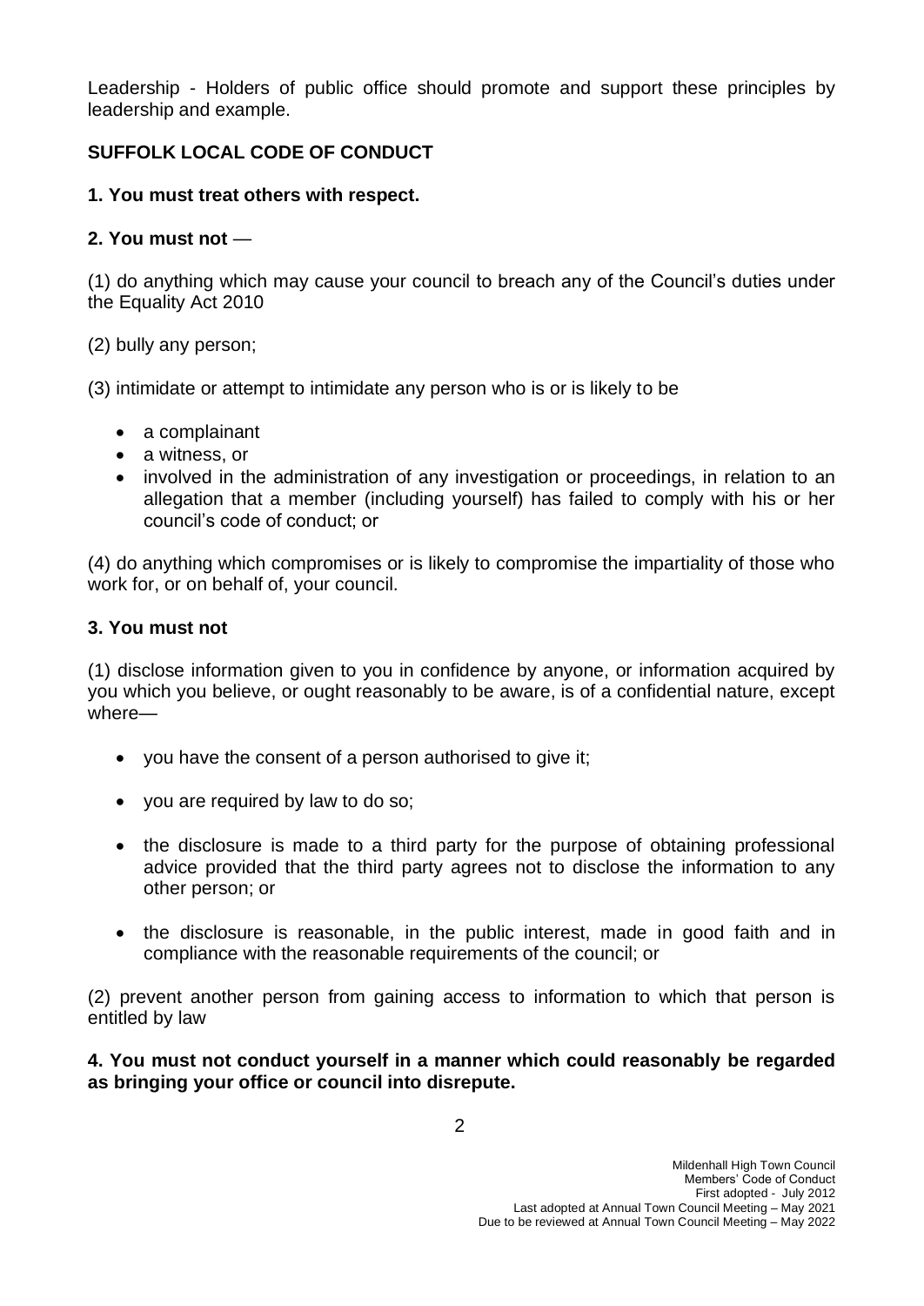Leadership - Holders of public office should promote and support these principles by leadership and example.

## SUFFOLK LOCAL CODE OF CONDUCT

**1. You must treat others with respect.**

**2. You must not** —

(1) do anything which may cause your council to breach any of the Council's duties under the Equality Act 2010

(2) bully any person;

(3) intimidate or attempt to intimidate any person who is or is likely to be

- a complainant
- a witness, or
- involved in the administration of any investigation or proceedings, in relation to an allegation that a member (including yourself) has failed to comply with his or her council's code of conduct; or

(4) do anything which compromises or is likely to compromise the impartiality of those who work for, or on behalf of, your council.

**3. You must not**

(1) disclose information given to you in confidence by anyone, or information acquired by you which you believe, or ought reasonably to be aware, is of a confidential nature, except where—

- you have the consent of a person authorised to give it;
- you are required by law to do so;
- the disclosure is made to a third party for the purpose of obtaining professional advice provided that the third party agrees not to disclose the information to any other person; or
- the disclosure is reasonable, in the public interest, made in good faith and in compliance with the reasonable requirements of the council; or

(2) prevent another person from gaining access to information to which that person is entitled by law

**4. You must not conduct yourself in a manner which could reasonably be regarded as bringing your office or council into disrepute.**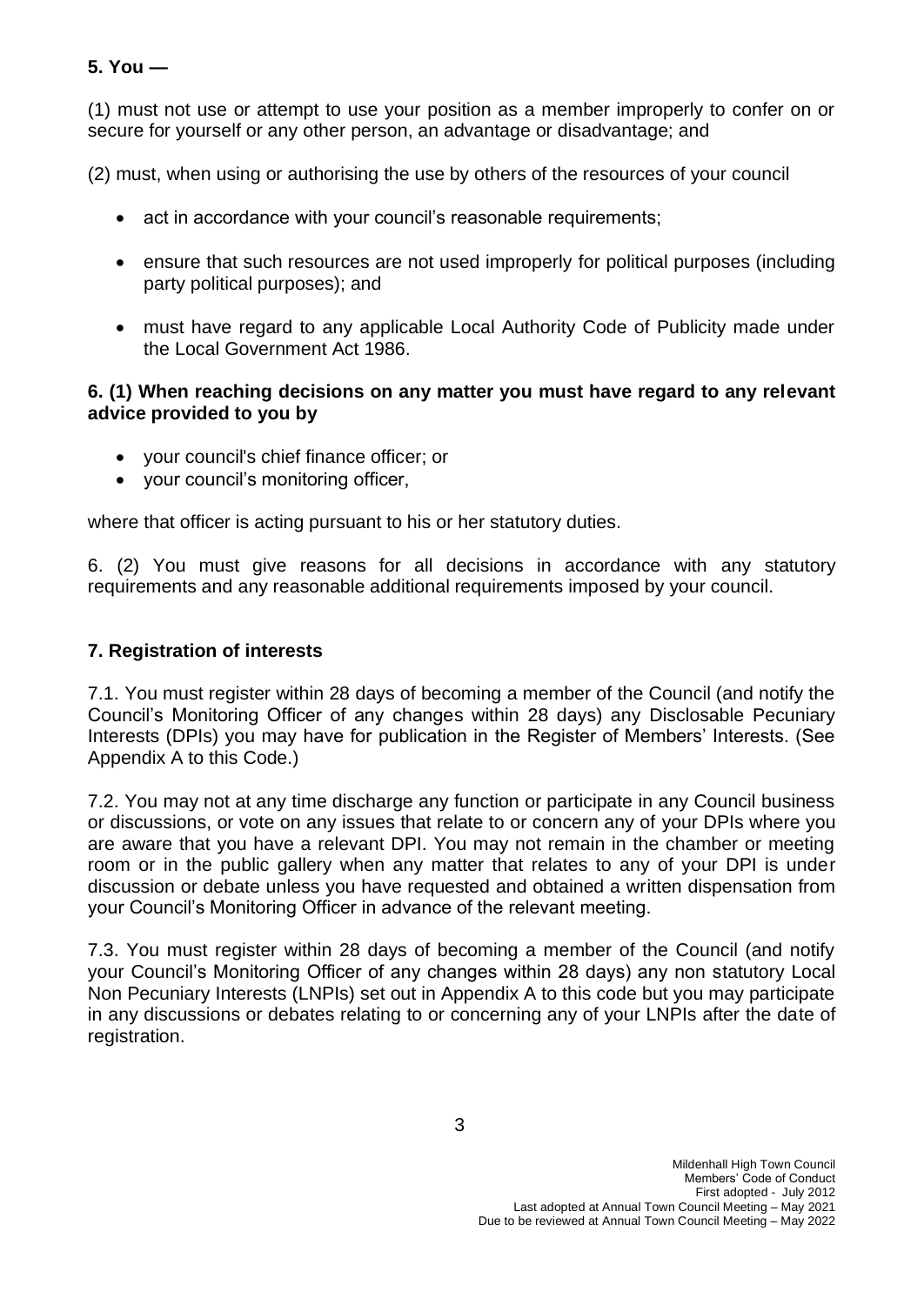**5. You —**

(1) must not use or attempt to use your position as a member improperly to confer on or secure for yourself or any other person, an advantage or disadvantage; and

(2) must, when using or authorising the use by others of the resources of your council

- act in accordance with your council's reasonable requirements;
- ensure that such resources are not used improperly for political purposes (including party political purposes); and
- must have regard to any applicable Local Authority Code of Publicity made under the Local Government Act 1986.

**6. (1) When reaching decisions on any matter you must have regard to any relevant advice provided to you by**

- your council's chief finance officer; or
- your council's monitoring officer,

where that officer is acting pursuant to his or her statutory duties.

6. (2) You must give reasons for all decisions in accordance with any statutory requirements and any reasonable additional requirements imposed by your council.

## 7. Registration of interests

7.1. You must register within 28 days of becoming a member of the Council (and notify the Council's Monitoring Officer of any changes within 28 days) any Disclosable Pecuniary Interests (DPIs) you may have for publication in the Register of Members' Interests. (See Appendix A to this Code.)

7.2. You may not at any time discharge any function or participate in any Council business or discussions, or vote on any issues that relate to or concern any of your DPIs where you are aware that you have a relevant DPI. You may not remain in the chamber or meeting room or in the public gallery when any matter that relates to any of your DPI is under discussion or debate unless you have requested and obtained a written dispensation from your Council's Monitoring Officer in advance of the relevant meeting.

7.3. You must register within 28 days of becoming a member of the Council (and notify your Council's Monitoring Officer of any changes within 28 days) any non statutory Local Non Pecuniary Interests (LNPIs) set out in Appendix A to this code but you may participate in any discussions or debates relating to or concerning any of your LNPIs after the date of registration.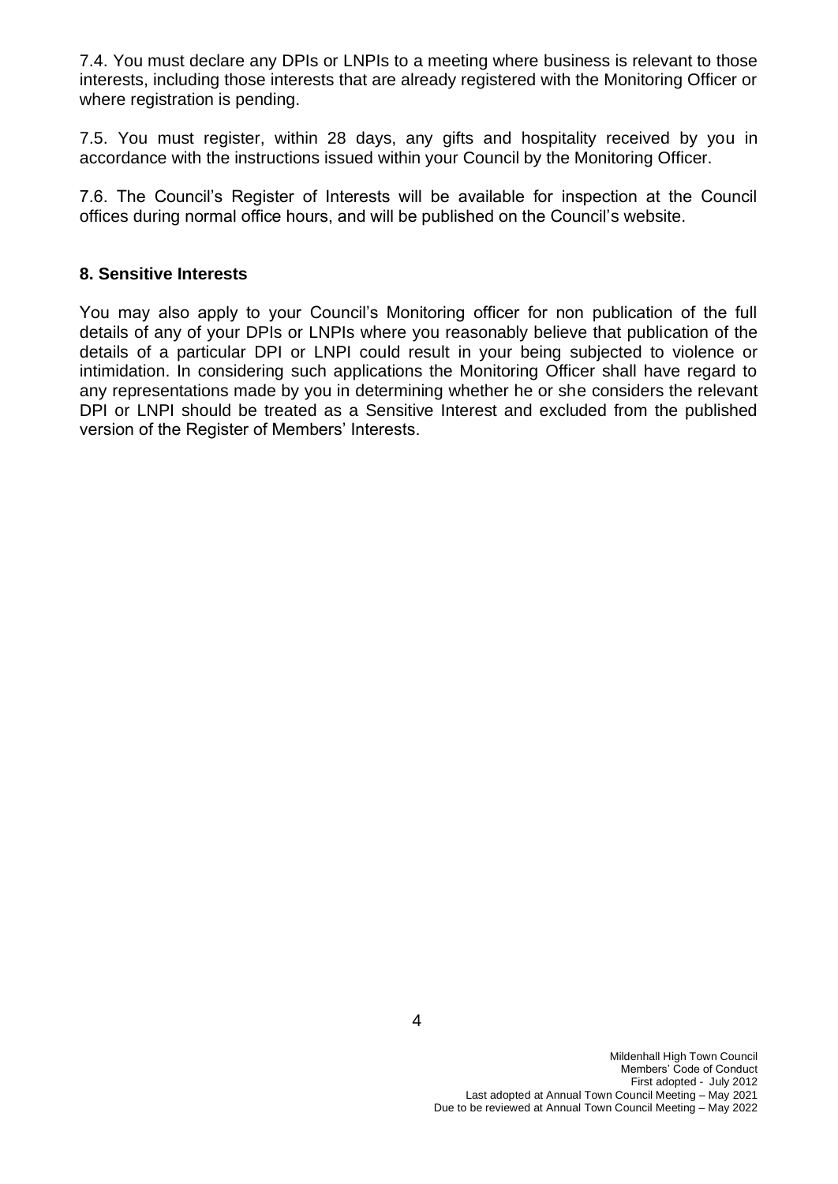7.4. You must declare any DPIs or LNPIs to a meeting where business is relevant to those interests, including those interests that are already registered with the Monitoring Officer or where registration is pending.

7.5. You must register, within 28 days, any gifts and hospitality received by you in accordance with the instructions issued within your Council by the Monitoring Officer.

7.6. The Council's Register of Interests will be available for inspection at the Council offices during normal office hours, and will be published on the Council's website.

**8. Sensitive Interests**

You may also apply to your Council's Monitoring officer for non publication of the full details of any of your DPIs or LNPIs where you reasonably believe that publication of the details of a particular DPI or LNPI could result in your being subjected to violence or intimidation. In considering such applications the Monitoring Officer shall have regard to any representations made by you in determining whether he or she considers the relevant DPI or LNPI should be treated as a Sensitive Interest and excluded from the published version of the Register of Members' Interests.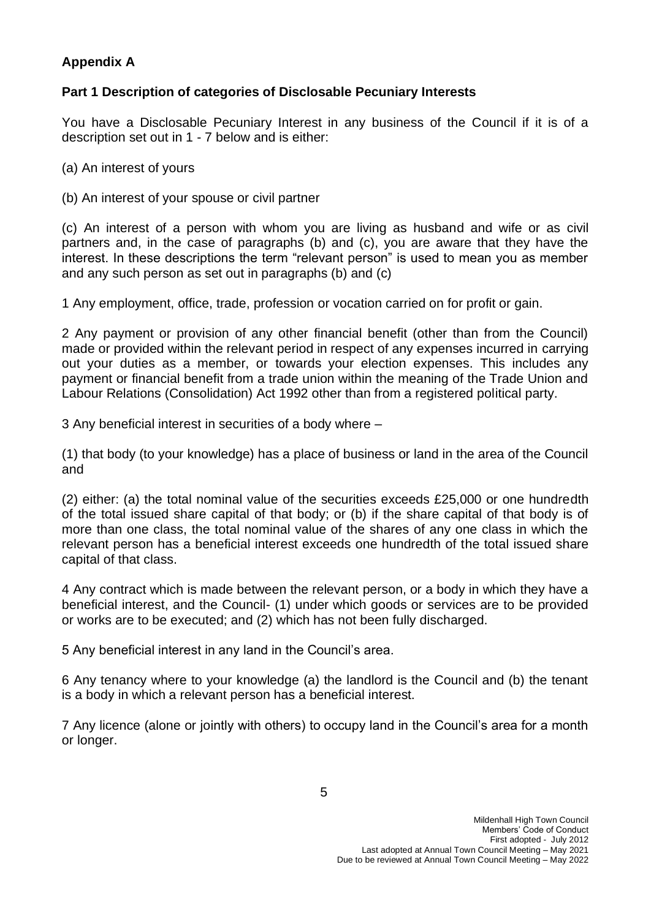**Appendix A**

**Part 1 Description of categories of Disclosable Pecuniary Interests**

You have a Disclosable Pecuniary Interest in any business of the Council if it is of a description set out in 1 - 7 below and is either:

(a) An interest of yours

(b) An interest of your spouse or civil partner

(c) An interest of a person with whom you are living as husband and wife or as civil partners and, in the case of paragraphs (b) and (c), you are aware that they have the interest. In these descriptions the term "relevant person" is used to mean you as member and any such person as set out in paragraphs (b) and (c)

1 Any employment, office, trade, profession or vocation carried on for profit or gain.

2 Any payment or provision of any other financial benefit (other than from the Council) made or provided within the relevant period in respect of any expenses incurred in carrying out your duties as a member, or towards your election expenses. This includes any payment or financial benefit from a trade union within the meaning of the Trade Union and Labour Relations (Consolidation) Act 1992 other than from a registered political party.

3 Any beneficial interest in securities of a body where –

(1) that body (to your knowledge) has a place of business or land in the area of the Council and

(2) either: (a) the total nominal value of the securities exceeds £25,000 or one hundredth of the total issued share capital of that body; or (b) if the share capital of that body is of more than one class, the total nominal value of the shares of any one class in which the relevant person has a beneficial interest exceeds one hundredth of the total issued share capital of that class.

4 Any contract which is made between the relevant person, or a body in which they have a beneficial interest, and the Council- (1) under which goods or services are to be provided or works are to be executed; and (2) which has not been fully discharged.

5 Any beneficial interest in any land in the Council's area.

6 Any tenancy where to your knowledge (a) the landlord is the Council and (b) the tenant is a body in which a relevant person has a beneficial interest.

7 Any licence (alone or jointly with others) to occupy land in the Council's area for a month or longer.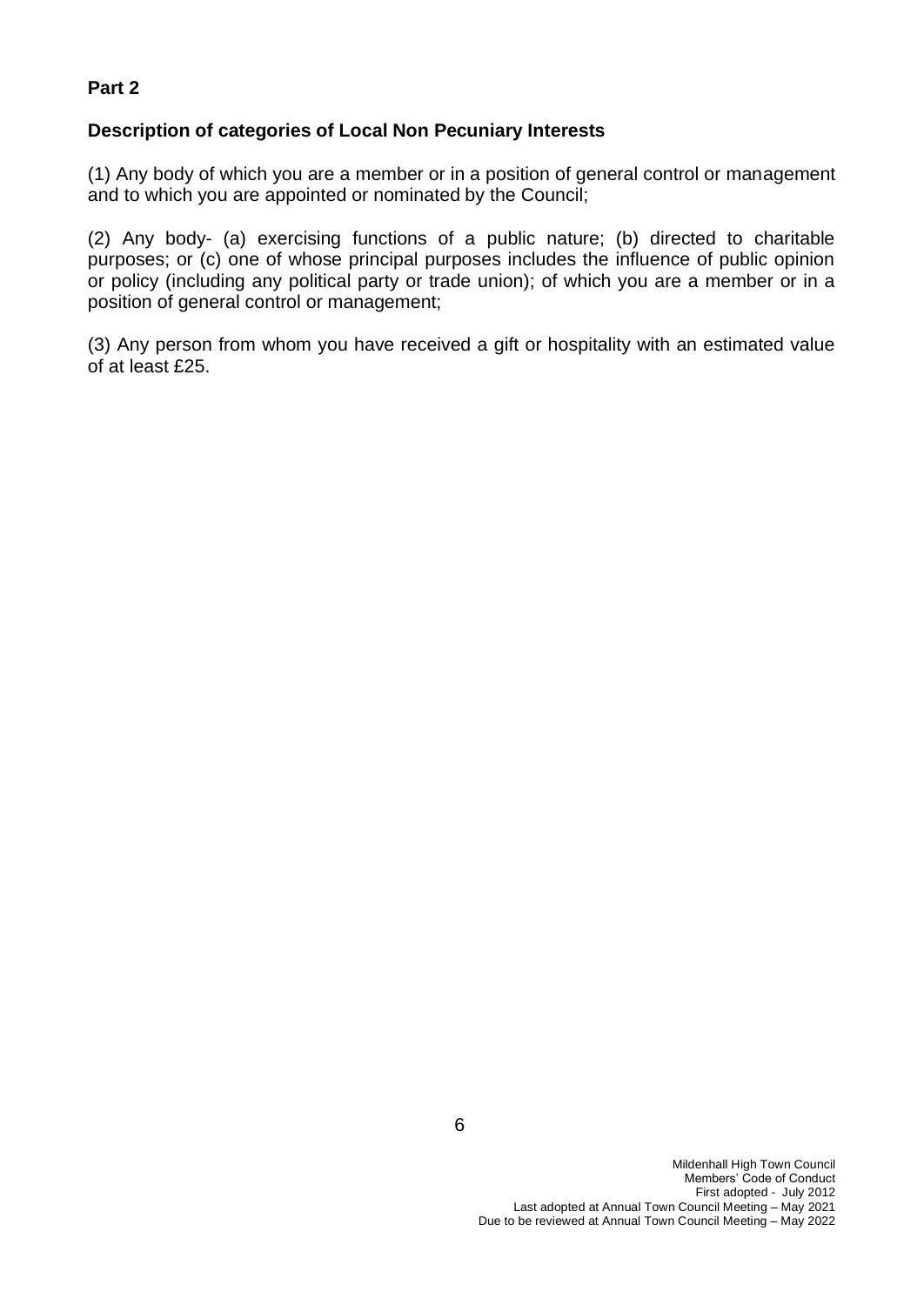**Part 2**

**Description of categories of Local Non Pecuniary Interests**

(1) Any body of which you are a member or in a position of general control or management and to which you are appointed or nominated by the Council;

(2) Any body- (a) exercising functions of a public nature; (b) directed to charitable purposes; or (c) one of whose principal purposes includes the influence of public opinion or policy (including any political party or trade union); of which you are a member or in a position of general control or management;

(3) Any person from whom you have received a gift or hospitality with an estimated value of at least £25.